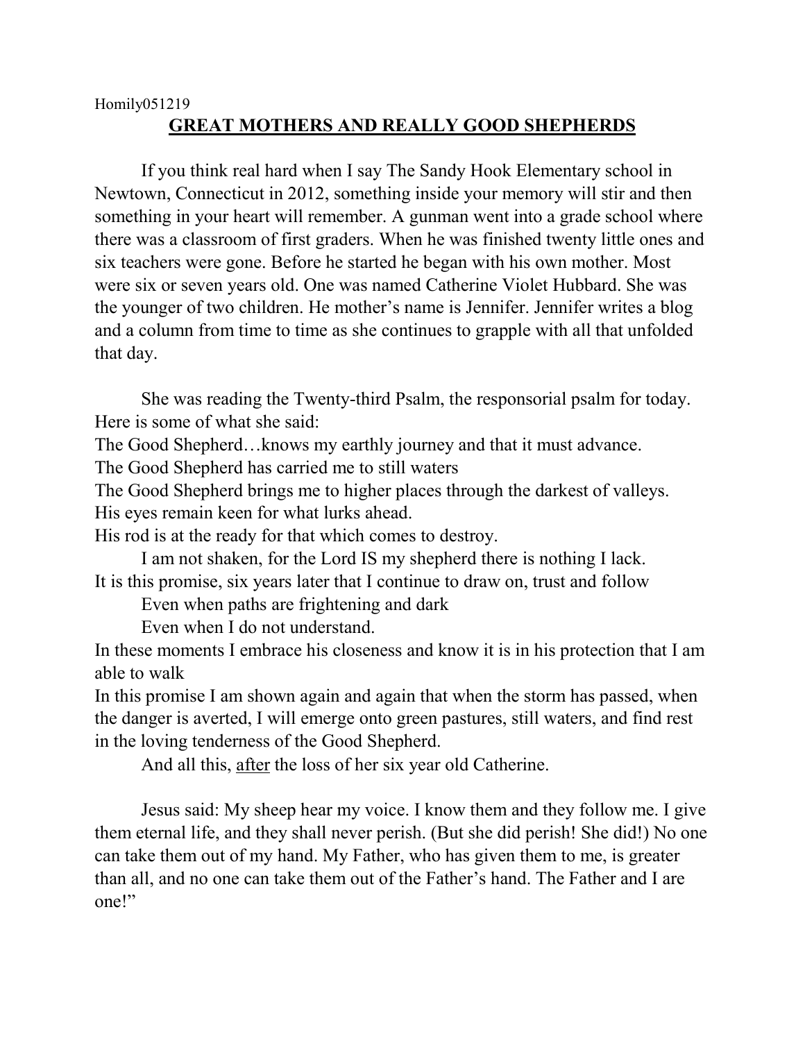Homily051219

# GREAT MOTHERS AND REALLY GOOD SHEPHERDS

If you think real hard when I say The Sandy Hook Elementary school in Newtown, Connecticut in 2012, something inside your memory will stir and then something in your heart will remember. A gunman went into a grade school where there was a classroom of first graders. When he was finished twenty little ones and six teachers were gone. Before he started he began with his own mother. Most were six or seven years old. One was named Catherine Violet Hubbard. She was the younger of two children. He mother's name is Jennifer. Jennifer writes a blog and a column from time to time as she continues to grapple with all that unfolded that day.

She was reading the Twenty-third Psalm, the responsorial psalm for today. Here is some of what she said:

The Good Shepherd…knows my earthly journey and that it must advance.
The Good Shepherd has carried me to still waters
The Good Shepherd brings me to higher places through the darkest of valleys.
His eyes remain keen for what lurks ahead.
His rod is at the ready for that which comes to destroy.
I am not shaken, for the Lord IS my shepherd there is nothing I lack.
It is this promise, six years later that I continue to draw on, trust and follow
Even when paths are frightening and dark
Even when I do not understand.
In these moments I embrace his closeness and know it is in his protection that I am able to walk
In this promise I am shown again and again that when the storm has passed, when the danger is averted, I will emerge onto green pastures, still waters, and find rest in the loving tenderness of the Good Shepherd.

And all this, <u>after</u> the loss of her six year old Catherine.

Jesus said: My sheep hear my voice. I know them and they follow me. I give them eternal life, and they shall never perish. (But she did perish! She did!) No one can take them out of my hand. My Father, who has given them to me, is greater than all, and no one can take them out of the Father's hand. The Father and I are one!"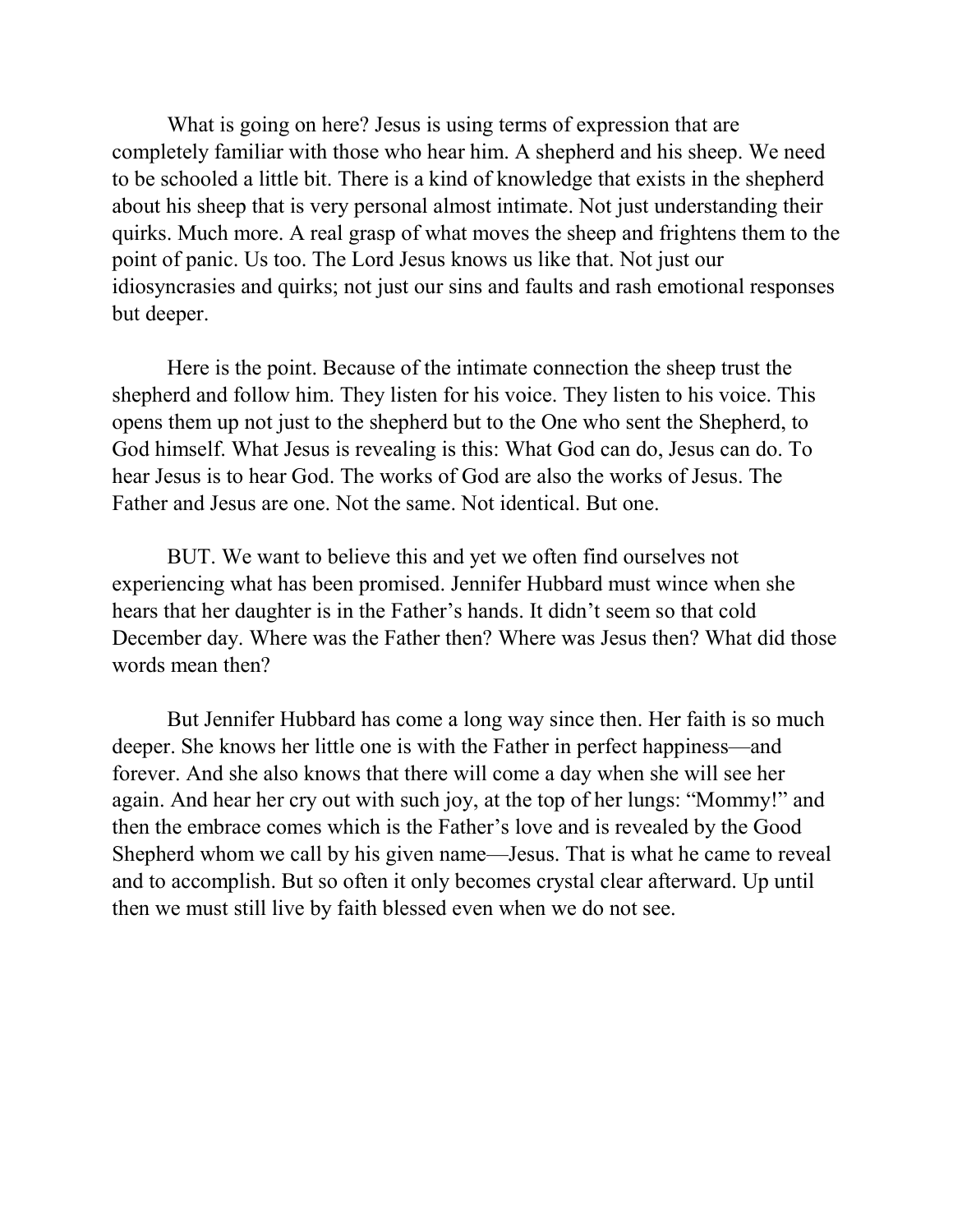What is going on here? Jesus is using terms of expression that are completely familiar with those who hear him. A shepherd and his sheep. We need to be schooled a little bit. There is a kind of knowledge that exists in the shepherd about his sheep that is very personal almost intimate. Not just understanding their quirks. Much more. A real grasp of what moves the sheep and frightens them to the point of panic. Us too. The Lord Jesus knows us like that. Not just our idiosyncrasies and quirks; not just our sins and faults and rash emotional responses but deeper.

Here is the point. Because of the intimate connection the sheep trust the shepherd and follow him. They listen for his voice. They listen to his voice. This opens them up not just to the shepherd but to the One who sent the Shepherd, to God himself. What Jesus is revealing is this: What God can do, Jesus can do. To hear Jesus is to hear God. The works of God are also the works of Jesus. The Father and Jesus are one. Not the same. Not identical. But one.

BUT. We want to believe this and yet we often find ourselves not experiencing what has been promised. Jennifer Hubbard must wince when she hears that her daughter is in the Father's hands. It didn't seem so that cold December day. Where was the Father then? Where was Jesus then? What did those words mean then?

But Jennifer Hubbard has come a long way since then. Her faith is so much deeper. She knows her little one is with the Father in perfect happiness—and forever. And she also knows that there will come a day when she will see her again. And hear her cry out with such joy, at the top of her lungs: "Mommy!" and then the embrace comes which is the Father's love and is revealed by the Good Shepherd whom we call by his given name—Jesus. That is what he came to reveal and to accomplish. But so often it only becomes crystal clear afterward. Up until then we must still live by faith blessed even when we do not see.